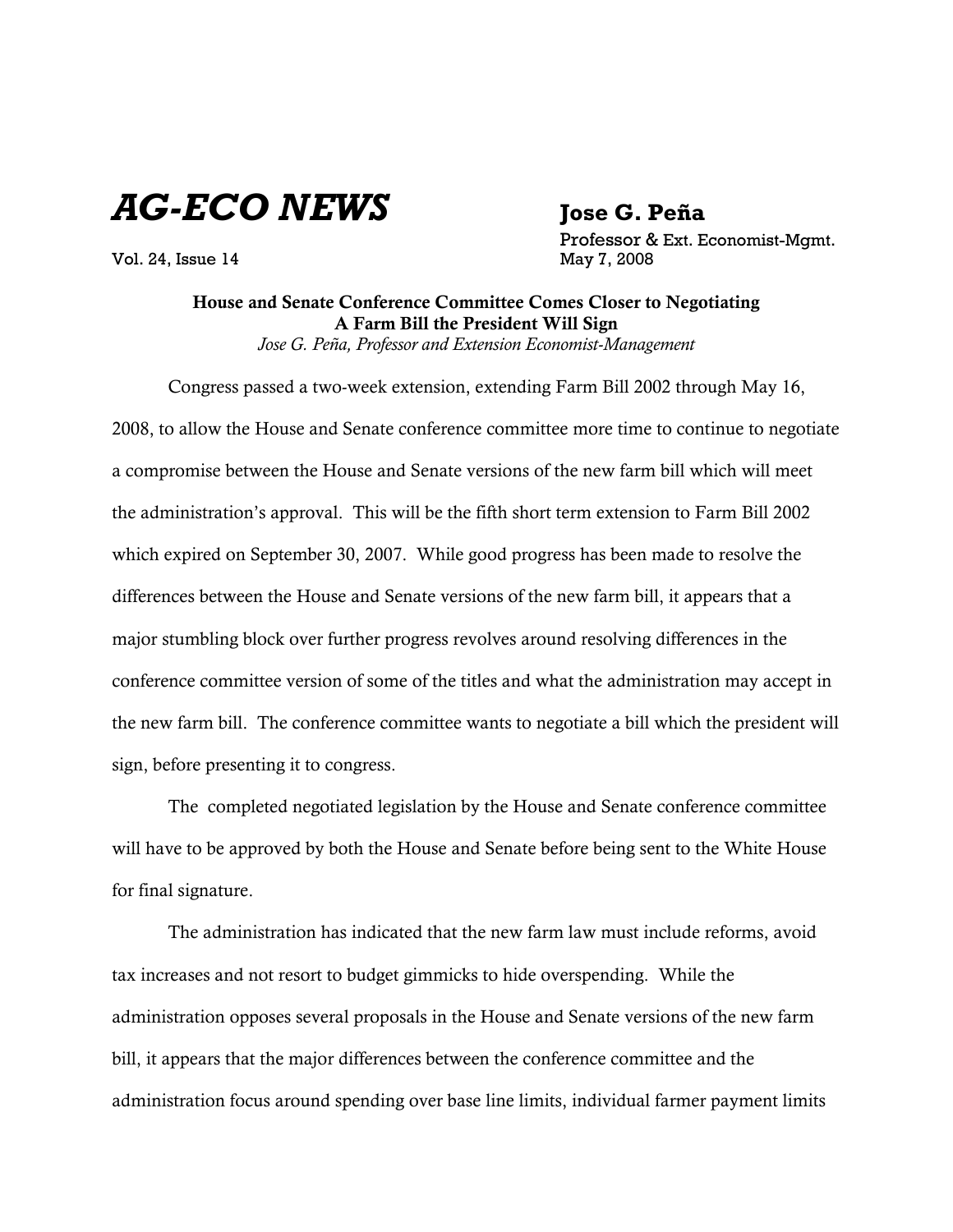# AG-ECO NEWS

Vol. 24, Issue 14

**Jose G. Peña**
Professor & Ext. Economist-Mgmt.
May 7, 2008

## House and Senate Conference Committee Comes Closer to Negotiating A Farm Bill the President Will Sign

*Jose G. Peña, Professor and Extension Economist-Management*

Congress passed a two-week extension, extending Farm Bill 2002 through May 16, 2008, to allow the House and Senate conference committee more time to continue to negotiate a compromise between the House and Senate versions of the new farm bill which will meet the administration's approval. This will be the fifth short term extension to Farm Bill 2002 which expired on September 30, 2007. While good progress has been made to resolve the differences between the House and Senate versions of the new farm bill, it appears that a major stumbling block over further progress revolves around resolving differences in the conference committee version of some of the titles and what the administration may accept in the new farm bill. The conference committee wants to negotiate a bill which the president will sign, before presenting it to congress.

The completed negotiated legislation by the House and Senate conference committee will have to be approved by both the House and Senate before being sent to the White House for final signature.

The administration has indicated that the new farm law must include reforms, avoid tax increases and not resort to budget gimmicks to hide overspending. While the administration opposes several proposals in the House and Senate versions of the new farm bill, it appears that the major differences between the conference committee and the administration focus around spending over base line limits, individual farmer payment limits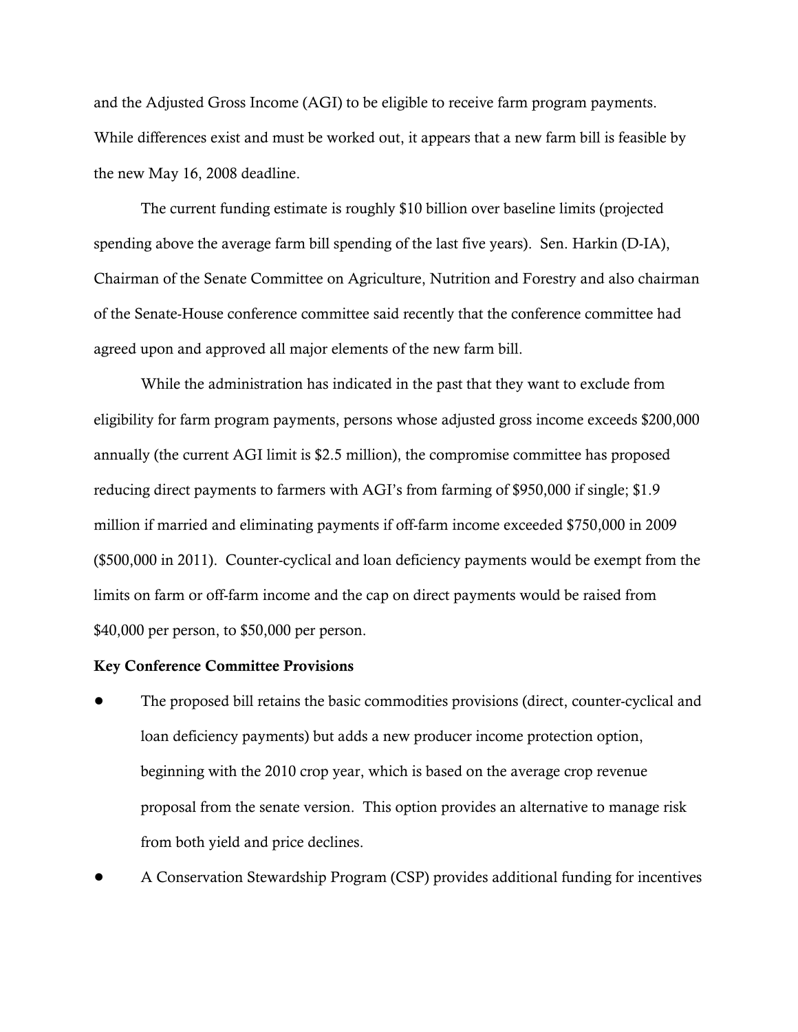and the Adjusted Gross Income (AGI) to be eligible to receive farm program payments. While differences exist and must be worked out, it appears that a new farm bill is feasible by the new May 16, 2008 deadline.

The current funding estimate is roughly $10 billion over baseline limits (projected spending above the average farm bill spending of the last five years). Sen. Harkin (D-IA), Chairman of the Senate Committee on Agriculture, Nutrition and Forestry and also chairman of the Senate-House conference committee said recently that the conference committee had agreed upon and approved all major elements of the new farm bill.

While the administration has indicated in the past that they want to exclude from eligibility for farm program payments, persons whose adjusted gross income exceeds $200,000 annually (the current AGI limit is $2.5 million), the compromise committee has proposed reducing direct payments to farmers with AGI's from farming of $950,000 if single; $1.9 million if married and eliminating payments if off-farm income exceeded $750,000 in 2009 ($500,000 in 2011). Counter-cyclical and loan deficiency payments would be exempt from the limits on farm or off-farm income and the cap on direct payments would be raised from $40,000 per person, to $50,000 per person.

**Key Conference Committee Provisions**

- The proposed bill retains the basic commodities provisions (direct, counter-cyclical and loan deficiency payments) but adds a new producer income protection option, beginning with the 2010 crop year, which is based on the average crop revenue proposal from the senate version. This option provides an alternative to manage risk from both yield and price declines.
- A Conservation Stewardship Program (CSP) provides additional funding for incentives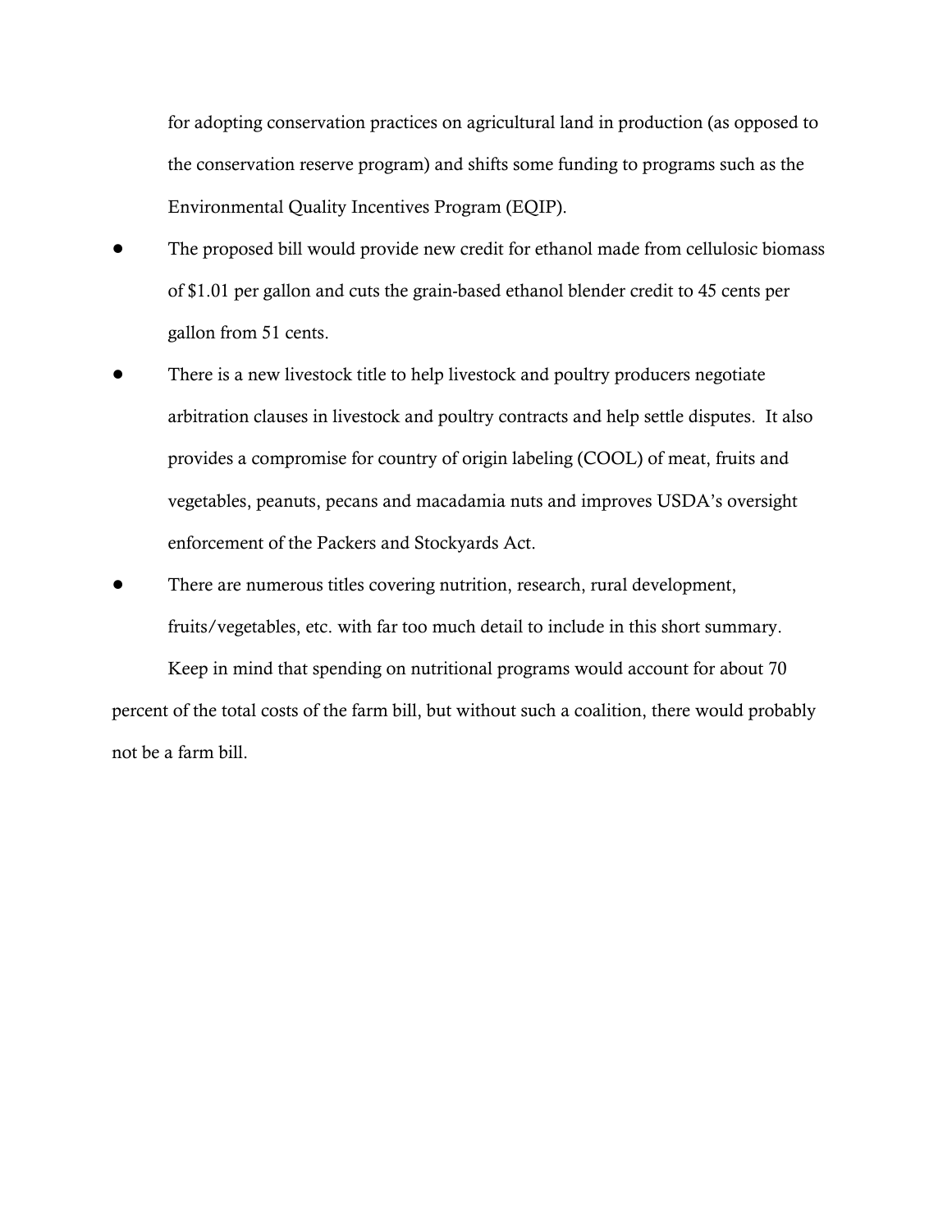for adopting conservation practices on agricultural land in production (as opposed to the conservation reserve program) and shifts some funding to programs such as the Environmental Quality Incentives Program (EQIP).

- The proposed bill would provide new credit for ethanol made from cellulosic biomass of $1.01 per gallon and cuts the grain-based ethanol blender credit to 45 cents per gallon from 51 cents.
- There is a new livestock title to help livestock and poultry producers negotiate arbitration clauses in livestock and poultry contracts and help settle disputes. It also provides a compromise for country of origin labeling (COOL) of meat, fruits and vegetables, peanuts, pecans and macadamia nuts and improves USDA's oversight enforcement of the Packers and Stockyards Act.
- There are numerous titles covering nutrition, research, rural development, fruits/vegetables, etc. with far too much detail to include in this short summary.

Keep in mind that spending on nutritional programs would account for about 70 percent of the total costs of the farm bill, but without such a coalition, there would probably not be a farm bill.